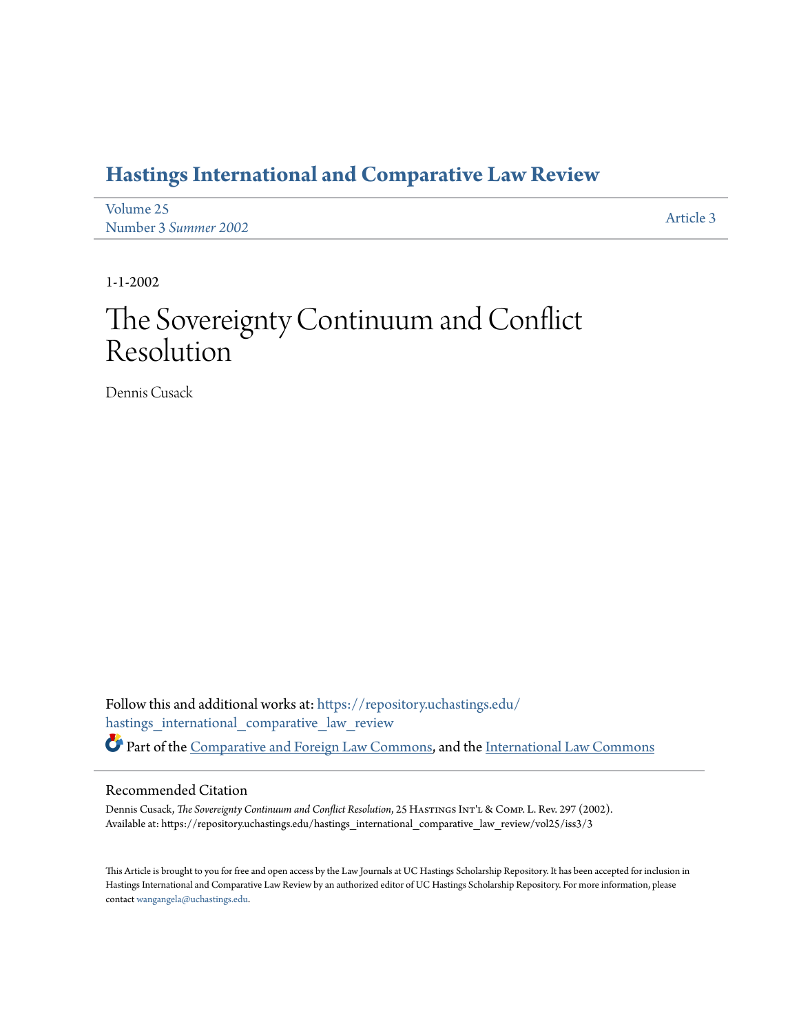# Hastings International and Comparative Law Review

Volume 25
Number 3 *Summer 2002*

Article 3

1-1-2002

# The Sovereignty Continuum and Conflict Resolution

Dennis Cusack

Follow this and additional works at: https://repository.uchastings.edu/hastings_international_comparative_law_review

Part of the Comparative and Foreign Law Commons, and the International Law Commons

## Recommended Citation

Dennis Cusack, *The Sovereignty Continuum and Conflict Resolution*, 25 Hastings Int'l & Comp. L. Rev. 297 (2002).
Available at: https://repository.uchastings.edu/hastings_international_comparative_law_review/vol25/iss3/3

This Article is brought to you for free and open access by the Law Journals at UC Hastings Scholarship Repository. It has been accepted for inclusion in Hastings International and Comparative Law Review by an authorized editor of UC Hastings Scholarship Repository. For more information, please contact wangangela@uchastings.edu.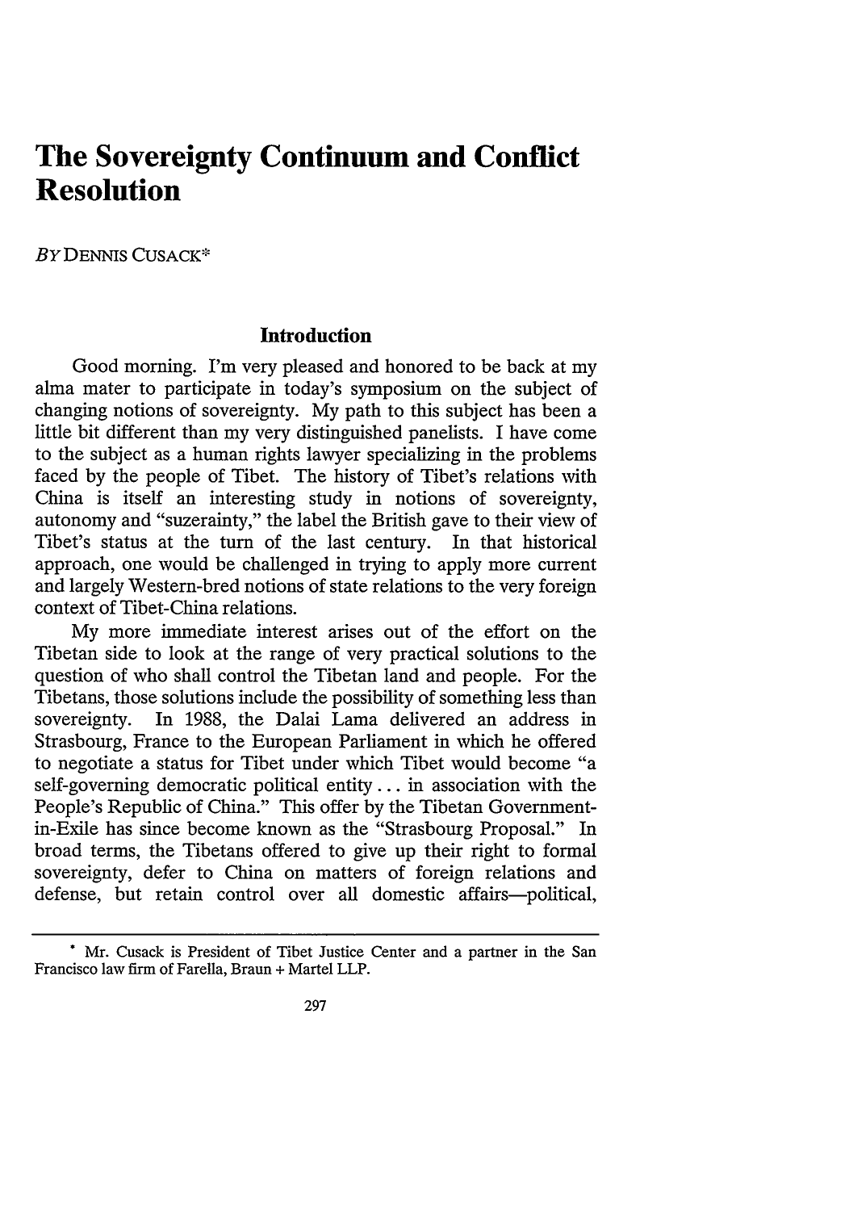# The Sovereignty Continuum and Conflict Resolution

*By* DENNIS CUSACK*

## Introduction

Good morning. I'm very pleased and honored to be back at my alma mater to participate in today's symposium on the subject of changing notions of sovereignty. My path to this subject has been a little bit different than my very distinguished panelists. I have come to the subject as a human rights lawyer specializing in the problems faced by the people of Tibet. The history of Tibet's relations with China is itself an interesting study in notions of sovereignty, autonomy and "suzerainty," the label the British gave to their view of Tibet's status at the turn of the last century. In that historical approach, one would be challenged in trying to apply more current and largely Western-bred notions of state relations to the very foreign context of Tibet-China relations.

My more immediate interest arises out of the effort on the Tibetan side to look at the range of very practical solutions to the question of who shall control the Tibetan land and people. For the Tibetans, those solutions include the possibility of something less than sovereignty. In 1988, the Dalai Lama delivered an address in Strasbourg, France to the European Parliament in which he offered to negotiate a status for Tibet under which Tibet would become "a self-governing democratic political entity . . . in association with the People's Republic of China." This offer by the Tibetan Government-in-Exile has since become known as the "Strasbourg Proposal." In broad terms, the Tibetans offered to give up their right to formal sovereignty, defer to China on matters of foreign relations and defense, but retain control over all domestic affairs—political,

---

* Mr. Cusack is President of Tibet Justice Center and a partner in the San Francisco law firm of Farella, Braun + Martel LLP.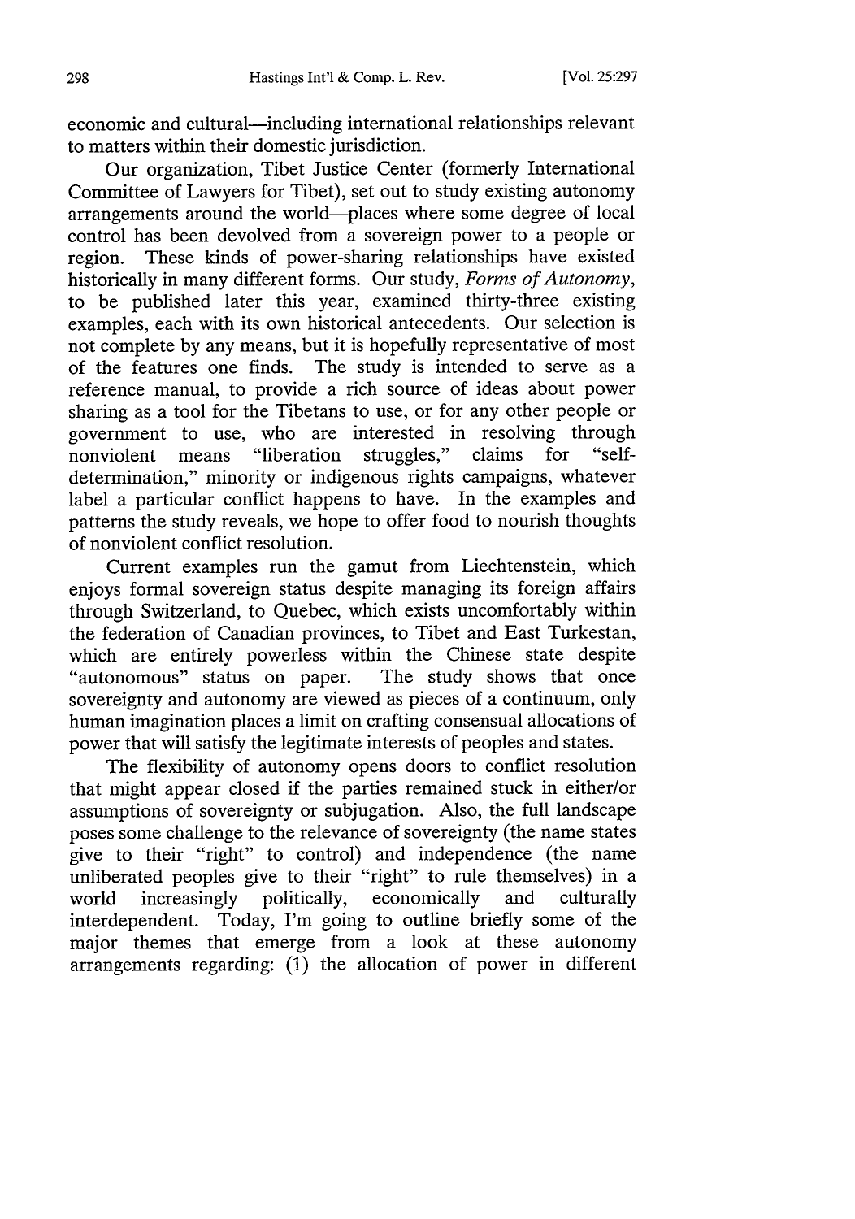economic and cultural—including international relationships relevant to matters within their domestic jurisdiction.

Our organization, Tibet Justice Center (formerly International Committee of Lawyers for Tibet), set out to study existing autonomy arrangements around the world—places where some degree of local control has been devolved from a sovereign power to a people or region. These kinds of power-sharing relationships have existed historically in many different forms. Our study, *Forms of Autonomy*, to be published later this year, examined thirty-three existing examples, each with its own historical antecedents. Our selection is not complete by any means, but it is hopefully representative of most of the features one finds. The study is intended to serve as a reference manual, to provide a rich source of ideas about power sharing as a tool for the Tibetans to use, or for any other people or government to use, who are interested in resolving through nonviolent means "liberation struggles," claims for "self-determination," minority or indigenous rights campaigns, whatever label a particular conflict happens to have. In the examples and patterns the study reveals, we hope to offer food to nourish thoughts of nonviolent conflict resolution.

Current examples run the gamut from Liechtenstein, which enjoys formal sovereign status despite managing its foreign affairs through Switzerland, to Quebec, which exists uncomfortably within the federation of Canadian provinces, to Tibet and East Turkestan, which are entirely powerless within the Chinese state despite "autonomous" status on paper. The study shows that once sovereignty and autonomy are viewed as pieces of a continuum, only human imagination places a limit on crafting consensual allocations of power that will satisfy the legitimate interests of peoples and states.

The flexibility of autonomy opens doors to conflict resolution that might appear closed if the parties remained stuck in either/or assumptions of sovereignty or subjugation. Also, the full landscape poses some challenge to the relevance of sovereignty (the name states give to their "right" to control) and independence (the name unliberated peoples give to their "right" to rule themselves) in a world increasingly politically, economically and culturally interdependent. Today, I'm going to outline briefly some of the major themes that emerge from a look at these autonomy arrangements regarding: (1) the allocation of power in different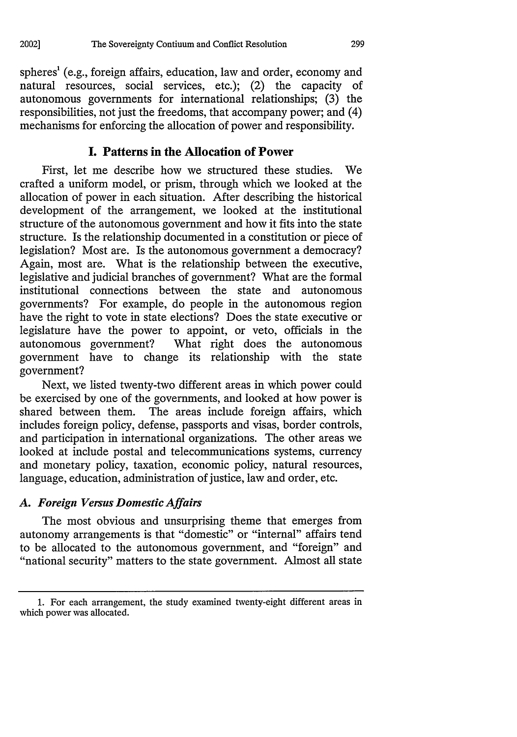spheres[1] (e.g., foreign affairs, education, law and order, economy and natural resources, social services, etc.); (2) the capacity of autonomous governments for international relationships; (3) the responsibilities, not just the freedoms, that accompany power; and (4) mechanisms for enforcing the allocation of power and responsibility.

## I. Patterns in the Allocation of Power

First, let me describe how we structured these studies. We crafted a uniform model, or prism, through which we looked at the allocation of power in each situation. After describing the historical development of the arrangement, we looked at the institutional structure of the autonomous government and how it fits into the state structure. Is the relationship documented in a constitution or piece of legislation? Most are. Is the autonomous government a democracy? Again, most are. What is the relationship between the executive, legislative and judicial branches of government? What are the formal institutional connections between the state and autonomous governments? For example, do people in the autonomous region have the right to vote in state elections? Does the state executive or legislature have the power to appoint, or veto, officials in the autonomous government? What right does the autonomous government have to change its relationship with the state government?

Next, we listed twenty-two different areas in which power could be exercised by one of the governments, and looked at how power is shared between them. The areas include foreign affairs, which includes foreign policy, defense, passports and visas, border controls, and participation in international organizations. The other areas we looked at include postal and telecommunications systems, currency and monetary policy, taxation, economic policy, natural resources, language, education, administration of justice, law and order, etc.

### *A. Foreign Versus Domestic Affairs*

The most obvious and unsurprising theme that emerges from autonomy arrangements is that "domestic" or "internal" affairs tend to be allocated to the autonomous government, and "foreign" and "national security" matters to the state government. Almost all state

---

1. For each arrangement, the study examined twenty-eight different areas in which power was allocated.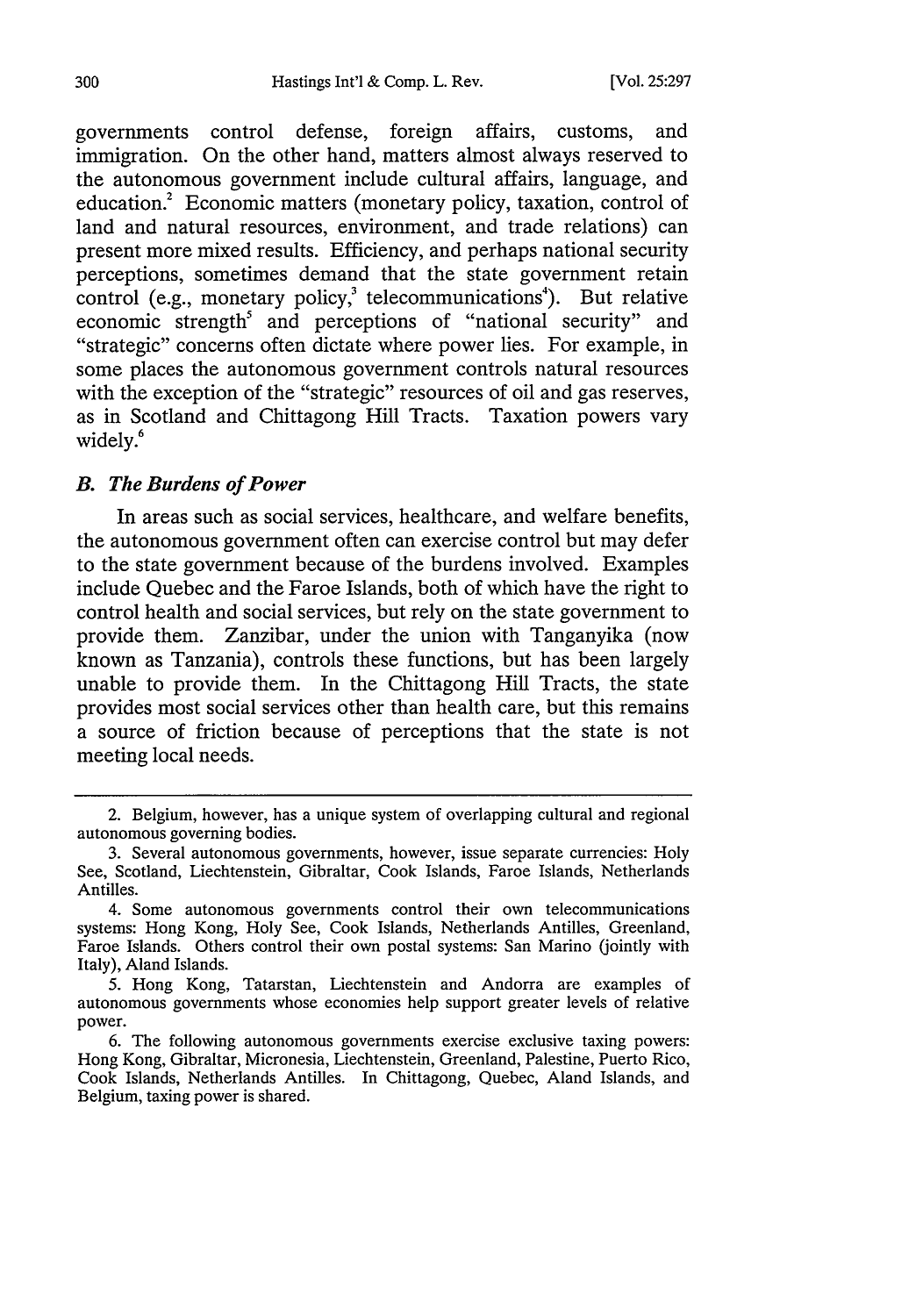governments control defense, foreign affairs, customs, and immigration. On the other hand, matters almost always reserved to the autonomous government include cultural affairs, language, and education.[2] Economic matters (monetary policy, taxation, control of land and natural resources, environment, and trade relations) can present more mixed results. Efficiency, and perhaps national security perceptions, sometimes demand that the state government retain control (e.g., monetary policy,[3] telecommunications[4]). But relative economic strength[5] and perceptions of "national security" and "strategic" concerns often dictate where power lies. For example, in some places the autonomous government controls natural resources with the exception of the "strategic" resources of oil and gas reserves, as in Scotland and Chittagong Hill Tracts. Taxation powers vary widely.[6]

### *B. The Burdens of Power*

In areas such as social services, healthcare, and welfare benefits, the autonomous government often can exercise control but may defer to the state government because of the burdens involved. Examples include Quebec and the Faroe Islands, both of which have the right to control health and social services, but rely on the state government to provide them. Zanzibar, under the union with Tanganyika (now known as Tanzania), controls these functions, but has been largely unable to provide them. In the Chittagong Hill Tracts, the state provides most social services other than health care, but this remains a source of friction because of perceptions that the state is not meeting local needs.

---

2. Belgium, however, has a unique system of overlapping cultural and regional autonomous governing bodies.

3. Several autonomous governments, however, issue separate currencies: Holy See, Scotland, Liechtenstein, Gibraltar, Cook Islands, Faroe Islands, Netherlands Antilles.

4. Some autonomous governments control their own telecommunications systems: Hong Kong, Holy See, Cook Islands, Netherlands Antilles, Greenland, Faroe Islands. Others control their own postal systems: San Marino (jointly with Italy), Aland Islands.

5. Hong Kong, Tatarstan, Liechtenstein and Andorra are examples of autonomous governments whose economies help support greater levels of relative power.

6. The following autonomous governments exercise exclusive taxing powers: Hong Kong, Gibraltar, Micronesia, Liechtenstein, Greenland, Palestine, Puerto Rico, Cook Islands, Netherlands Antilles. In Chittagong, Quebec, Aland Islands, and Belgium, taxing power is shared.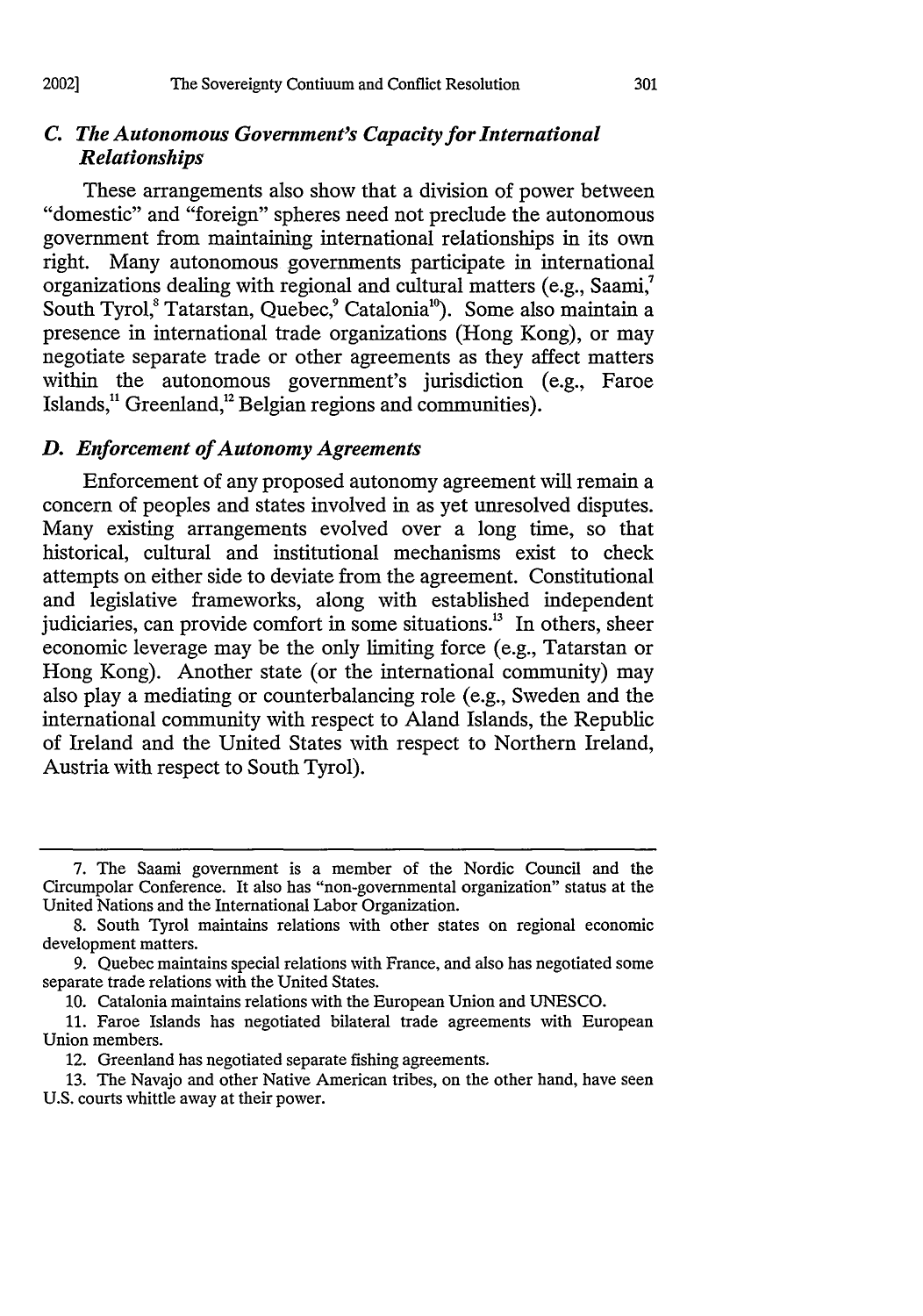### *C. The Autonomous Government's Capacity for International Relationships*

These arrangements also show that a division of power between "domestic" and "foreign" spheres need not preclude the autonomous government from maintaining international relationships in its own right. Many autonomous governments participate in international organizations dealing with regional and cultural matters (e.g., Saami,[7] South Tyrol,[8] Tatarstan, Quebec,[9] Catalonia[10]). Some also maintain a presence in international trade organizations (Hong Kong), or may negotiate separate trade or other agreements as they affect matters within the autonomous government's jurisdiction (e.g., Faroe Islands,[11] Greenland,[12] Belgian regions and communities).

### *D. Enforcement of Autonomy Agreements*

Enforcement of any proposed autonomy agreement will remain a concern of peoples and states involved in as yet unresolved disputes. Many existing arrangements evolved over a long time, so that historical, cultural and institutional mechanisms exist to check attempts on either side to deviate from the agreement. Constitutional and legislative frameworks, along with established independent judiciaries, can provide comfort in some situations.[13] In others, sheer economic leverage may be the only limiting force (e.g., Tatarstan or Hong Kong). Another state (or the international community) may also play a mediating or counterbalancing role (e.g., Sweden and the international community with respect to Aland Islands, the Republic of Ireland and the United States with respect to Northern Ireland, Austria with respect to South Tyrol).

---

7. The Saami government is a member of the Nordic Council and the Circumpolar Conference. It also has "non-governmental organization" status at the United Nations and the International Labor Organization.

8. South Tyrol maintains relations with other states on regional economic development matters.

9. Quebec maintains special relations with France, and also has negotiated some separate trade relations with the United States.

10. Catalonia maintains relations with the European Union and UNESCO.

11. Faroe Islands has negotiated bilateral trade agreements with European Union members.

12. Greenland has negotiated separate fishing agreements.

13. The Navajo and other Native American tribes, on the other hand, have seen U.S. courts whittle away at their power.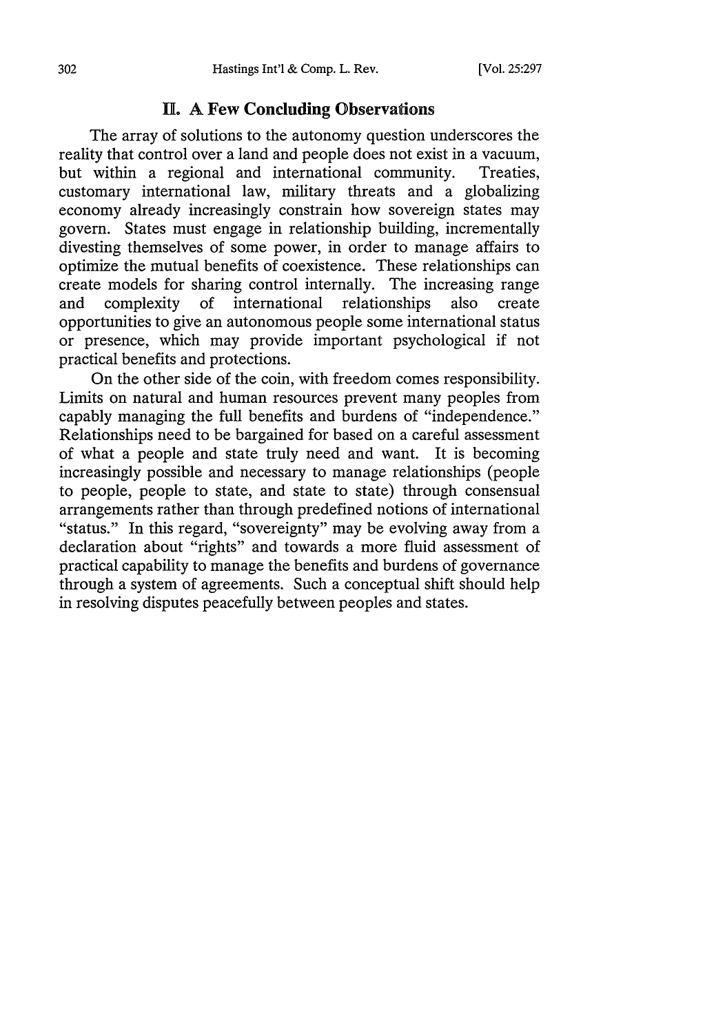## II. A Few Concluding Observations

The array of solutions to the autonomy question underscores the reality that control over a land and people does not exist in a vacuum, but within a regional and international community. Treaties, customary international law, military threats and a globalizing economy already increasingly constrain how sovereign states may govern. States must engage in relationship building, incrementally divesting themselves of some power, in order to manage affairs to optimize the mutual benefits of coexistence. These relationships can create models for sharing control internally. The increasing range and complexity of international relationships also create opportunities to give an autonomous people some international status or presence, which may provide important psychological if not practical benefits and protections.

On the other side of the coin, with freedom comes responsibility. Limits on natural and human resources prevent many peoples from capably managing the full benefits and burdens of "independence." Relationships need to be bargained for based on a careful assessment of what a people and state truly need and want. It is becoming increasingly possible and necessary to manage relationships (people to people, people to state, and state to state) through consensual arrangements rather than through predefined notions of international "status." In this regard, "sovereignty" may be evolving away from a declaration about "rights" and towards a more fluid assessment of practical capability to manage the benefits and burdens of governance through a system of agreements. Such a conceptual shift should help in resolving disputes peacefully between peoples and states.